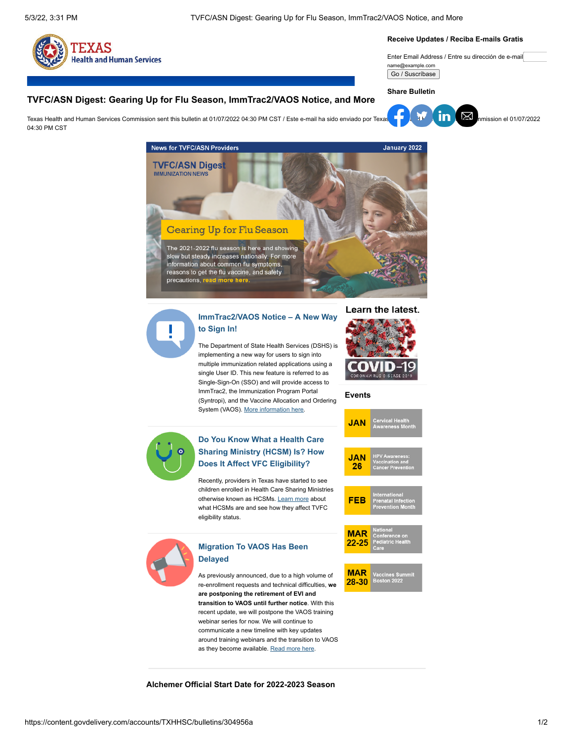Receive Updates / Reciba E-mails Gratis

Enter Email Address / Entre su dirección de e-mail

name@example.com

Go / Suscríbase

Share Bulletin

# TVFC/ASN Digest: Gearing Up for Flu Season, ImmTrac2/VAOS Notice, and More

Texas Health and Human Services Commission sent this bulletin at 01/07/2022 04:30 PM CST / Este e-mail ha sido enviado por Texas Health and Human Services Commission el 01/07/2022 04:30 PM CST

News for TVFC/ASN Providers — January 2022

## TVFC/ASN Digest

IMMUNIZATION NEWS

## Gearing Up for Flu Season

The 2021-2022 flu season is here and showing slow but steady increases nationally. For more information about common flu symptoms, reasons to get the flu vaccine, and safety precautions, **read more here.**

### ImmTrac2/VAOS Notice – A New Way to Sign In!

The Department of State Health Services (DSHS) is implementing a new way for users to sign into multiple immunization related applications using a single User ID. This new feature is referred to as Single-Sign-On (SSO) and will provide access to ImmTrac2, the Immunization Program Portal (Syntropi), and the Vaccine Allocation and Ordering System (VAOS). More information here.

### Do You Know What a Health Care Sharing Ministry (HCSM) Is? How Does It Affect VFC Eligibility?

Recently, providers in Texas have started to see children enrolled in Health Care Sharing Ministries otherwise known as HCSMs. Learn more about what HCSMs are and see how they affect TVFC eligibility status.

### Migration To VAOS Has Been Delayed

As previously announced, due to a high volume of re-enrollment requests and technical difficulties, **we are postponing the retirement of EVI and transition to VAOS until further notice**. With this recent update, we will postpone the VAOS training webinar series for now. We will continue to communicate a new timeline with key updates around training webinars and the transition to VAOS as they become available. Read more here.

**Learn the latest.**

COVID-19 CORONAVIRUS DISEASE 2019

**Events**

- **JAN** — Cervical Health Awareness Month
- **JAN 26** — HPV Awareness: Vaccination and Cancer Prevention
- **FEB** — International Prenatal Infection Prevention Month
- **MAR 22-25** — National Conference on Pediatric Health Care
- **MAR 28-30** — Vaccines Summit Boston 2022

### Alchemer Official Start Date for 2022-2023 Season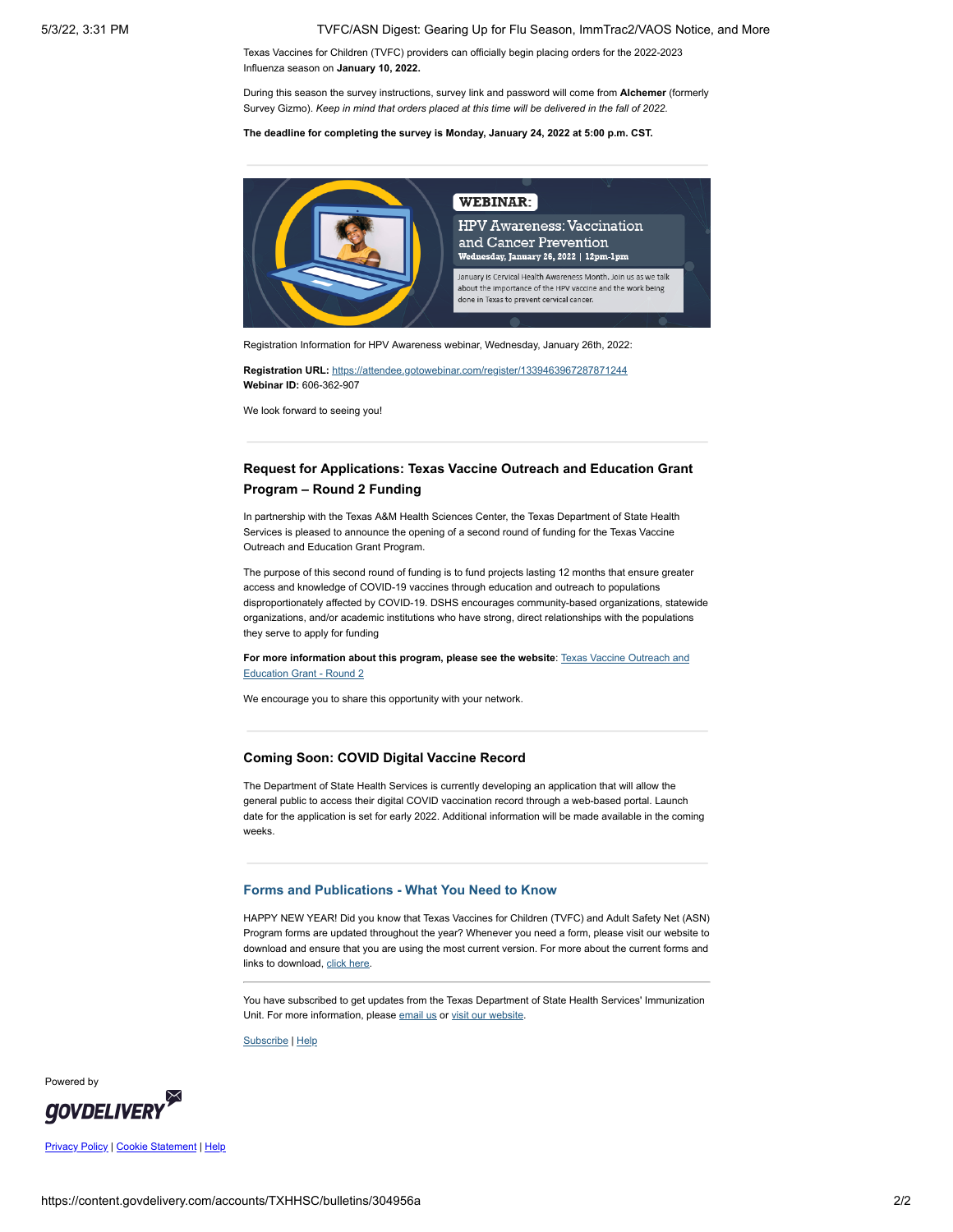Texas Vaccines for Children (TVFC) providers can officially begin placing orders for the 2022-2023 Influenza season on **January 10, 2022.**

During this season the survey instructions, survey link and password will come from **Alchemer** (formerly Survey Gizmo). *Keep in mind that orders placed at this time will be delivered in the fall of 2022.*

**The deadline for completing the survey is Monday, January 24, 2022 at 5:00 p.m. CST.**

---

WEBINAR:

HPV Awareness: Vaccination and Cancer Prevention

Wednesday, January 26, 2022 | 12pm-1pm

January is Cervical Health Awareness Month. Join us as we talk about the importance of the HPV vaccine and the work being done in Texas to prevent cervical cancer.

Registration Information for HPV Awareness webinar, Wednesday, January 26th, 2022:

**Registration URL:** https://attendee.gotowebinar.com/register/1339463967287871244
**Webinar ID:** 606-362-907

We look forward to seeing you!

---

### Request for Applications: Texas Vaccine Outreach and Education Grant Program – Round 2 Funding

In partnership with the Texas A&M Health Sciences Center, the Texas Department of State Health Services is pleased to announce the opening of a second round of funding for the Texas Vaccine Outreach and Education Grant Program.

The purpose of this second round of funding is to fund projects lasting 12 months that ensure greater access and knowledge of COVID-19 vaccines through education and outreach to populations disproportionately affected by COVID-19. DSHS encourages community-based organizations, statewide organizations, and/or academic institutions who have strong, direct relationships with the populations they serve to apply for funding

**For more information about this program, please see the website**: Texas Vaccine Outreach and Education Grant - Round 2

We encourage you to share this opportunity with your network.

---

### Coming Soon: COVID Digital Vaccine Record

The Department of State Health Services is currently developing an application that will allow the general public to access their digital COVID vaccination record through a web-based portal. Launch date for the application is set for early 2022. Additional information will be made available in the coming weeks.

---

### Forms and Publications - What You Need to Know

HAPPY NEW YEAR! Did you know that Texas Vaccines for Children (TVFC) and Adult Safety Net (ASN) Program forms are updated throughout the year? Whenever you need a form, please visit our website to download and ensure that you are using the most current version. For more about the current forms and links to download, click here.

---

You have subscribed to get updates from the Texas Department of State Health Services' Immunization Unit. For more information, please email us or visit our website.

Subscribe | Help

Powered by GOVDELIVERY

Privacy Policy | Cookie Statement | Help